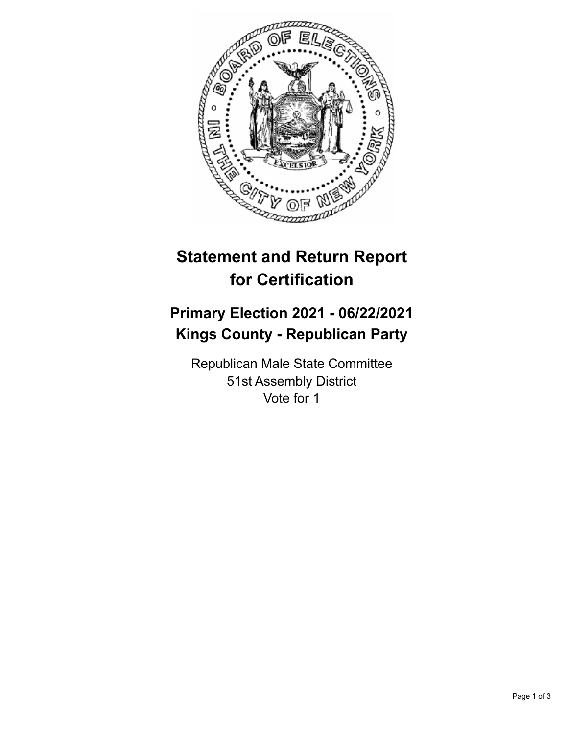# Statement and Return Report for Certification

## Primary Election 2021 - 06/22/2021
## Kings County - Republican Party

Republican Male State Committee
51st Assembly District
Vote for 1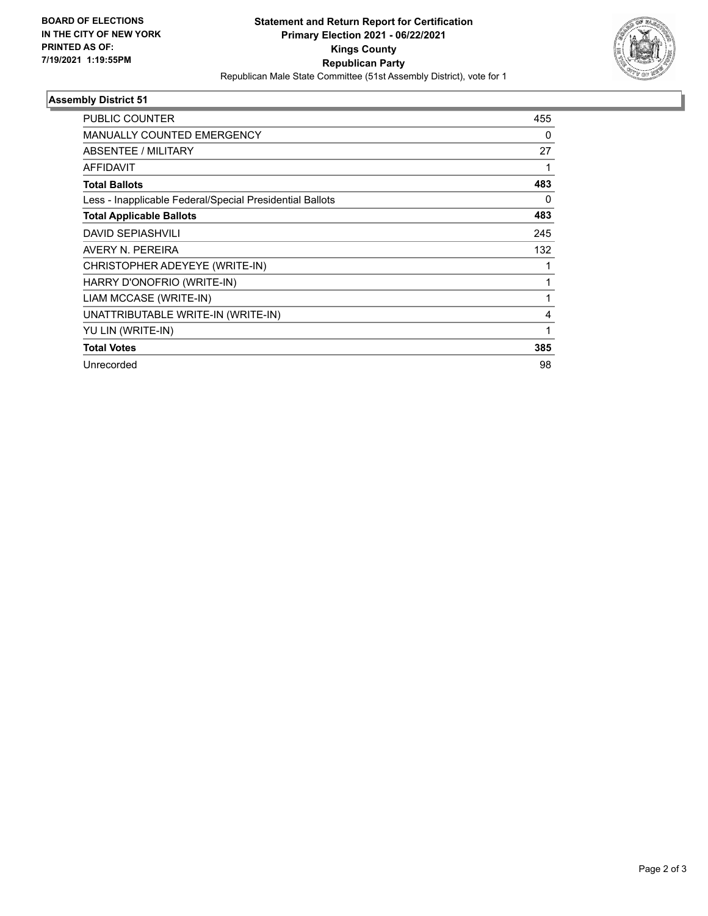**BOARD OF ELECTIONS IN THE CITY OF NEW YORK PRINTED AS OF: 7/19/2021 1:19:55PM**

**Statement and Return Report for Certification**
**Primary Election 2021 - 06/22/2021**
**Kings County**
**Republican Party**
Republican Male State Committee (51st Assembly District), vote for 1

### Assembly District 51

| | |
|---|---|
| PUBLIC COUNTER | 455 |
| MANUALLY COUNTED EMERGENCY | 0 |
| ABSENTEE / MILITARY | 27 |
| AFFIDAVIT | 1 |
| **Total Ballots** | **483** |
| Less - Inapplicable Federal/Special Presidential Ballots | 0 |
| **Total Applicable Ballots** | **483** |
| DAVID SEPIASHVILI | 245 |
| AVERY N. PEREIRA | 132 |
| CHRISTOPHER ADEYEYE (WRITE-IN) | 1 |
| HARRY D'ONOFRIO (WRITE-IN) | 1 |
| LIAM MCCASE (WRITE-IN) | 1 |
| UNATTRIBUTABLE WRITE-IN (WRITE-IN) | 4 |
| YU LIN (WRITE-IN) | 1 |
| **Total Votes** | **385** |
| Unrecorded | 98 |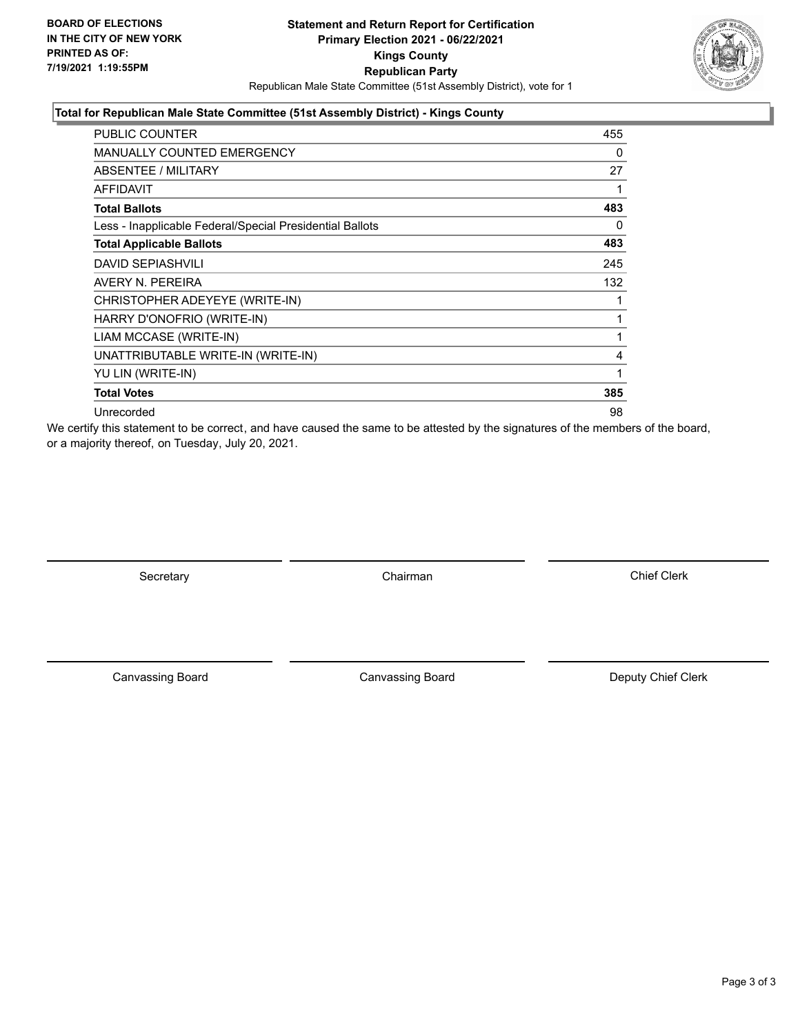**BOARD OF ELECTIONS IN THE CITY OF NEW YORK PRINTED AS OF: 7/19/2021 1:19:55PM**

**Statement and Return Report for Certification**
**Primary Election 2021 - 06/22/2021**
**Kings County**
**Republican Party**
Republican Male State Committee (51st Assembly District), vote for 1

**Total for Republican Male State Committee (51st Assembly District) - Kings County**

| | |
|---|---|
| PUBLIC COUNTER | 455 |
| MANUALLY COUNTED EMERGENCY | 0 |
| ABSENTEE / MILITARY | 27 |
| AFFIDAVIT | 1 |
| **Total Ballots** | **483** |
| Less - Inapplicable Federal/Special Presidential Ballots | 0 |
| **Total Applicable Ballots** | **483** |
| DAVID SEPIASHVILI | 245 |
| AVERY N. PEREIRA | 132 |
| CHRISTOPHER ADEYEYE (WRITE-IN) | 1 |
| HARRY D'ONOFRIO (WRITE-IN) | 1 |
| LIAM MCCASE (WRITE-IN) | 1 |
| UNATTRIBUTABLE WRITE-IN (WRITE-IN) | 4 |
| YU LIN (WRITE-IN) | 1 |
| **Total Votes** | **385** |
| Unrecorded | 98 |

We certify this statement to be correct, and have caused the same to be attested by the signatures of the members of the board, or a majority thereof, on Tuesday, July 20, 2021.

Secretary

Chairman

Chief Clerk

Canvassing Board

Canvassing Board

Deputy Chief Clerk